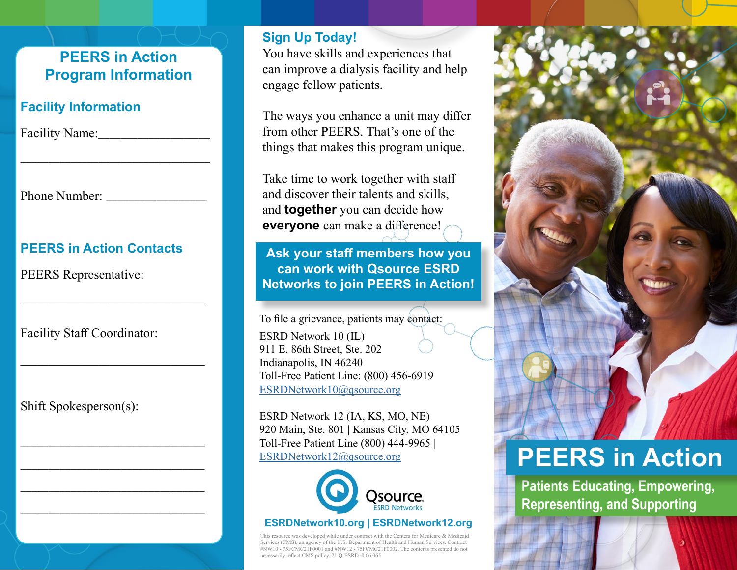## PEERS in Action Program Information

### Facility Information

Facility Name:_________________

_______________________________

Phone Number: ________________

### PEERS in Action Contacts

PEERS Representative:

______________________________

Facility Staff Coordinator:

______________________________

Shift Spokesperson(s):

______________________________

______________________________

______________________________

______________________________

### Sign Up Today!

You have skills and experiences that can improve a dialysis facility and help engage fellow patients.

The ways you enhance a unit may differ from other PEERS. That's one of the things that makes this program unique.

Take time to work together with staff and discover their talents and skills, and **together** you can decide how **everyone** can make a difference!

**Ask your staff members how you can work with Qsource ESRD Networks to join PEERS in Action!**

To file a grievance, patients may contact:

ESRD Network 10 (IL)
911 E. 86th Street, Ste. 202
Indianapolis, IN 46240
Toll-Free Patient Line: (800) 456-6919
ESRDNetwork10@qsource.org

ESRD Network 12 (IA, KS, MO, NE)
920 Main, Ste. 801 | Kansas City, MO 64105
Toll-Free Patient Line (800) 444-9965 |
ESRDNetwork12@qsource.org

Qsource ESRD Networks

**ESRDNetwork10.org | ESRDNetwork12.org**

This resource was developed while under contract with the Centers for Medicare & Medicaid Services (CMS), an agency of the U.S. Department of Health and Human Services. Contract #NW10 - 75FCMC21F0001 and #NW12 - 75FCMC21F0002. The contents presented do not necessarily reflect CMS policy. 21.Q-ESRD10.06.065

# PEERS in Action

**Patients Educating, Empowering, Representing, and Supporting**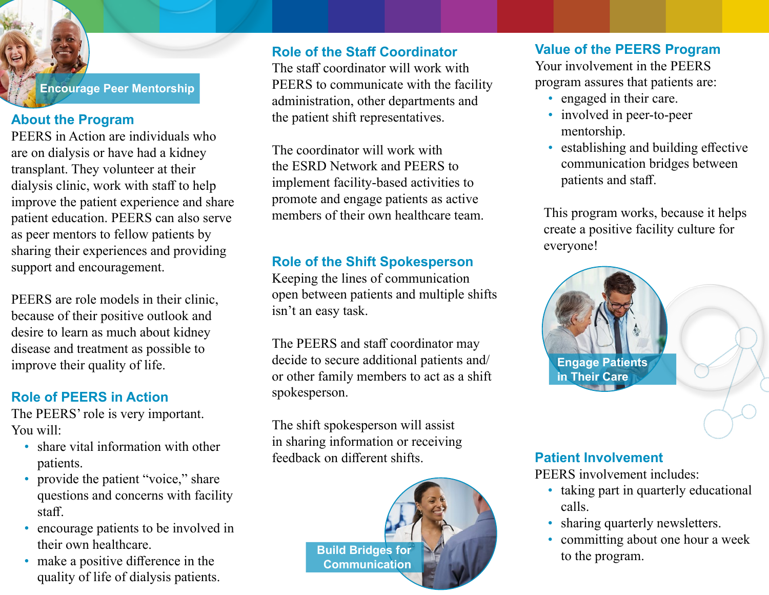Encourage Peer Mentorship

## About the Program

PEERS in Action are individuals who are on dialysis or have had a kidney transplant. They volunteer at their dialysis clinic, work with staff to help improve the patient experience and share patient education. PEERS can also serve as peer mentors to fellow patients by sharing their experiences and providing support and encouragement.

PEERS are role models in their clinic, because of their positive outlook and desire to learn as much about kidney disease and treatment as possible to improve their quality of life.

## Role of PEERS in Action

The PEERS' role is very important. You will:

- share vital information with other patients.
- provide the patient "voice," share questions and concerns with facility staff.
- encourage patients to be involved in their own healthcare.
- make a positive difference in the quality of life of dialysis patients.

## Role of the Staff Coordinator

The staff coordinator will work with PEERS to communicate with the facility administration, other departments and the patient shift representatives.

The coordinator will work with the ESRD Network and PEERS to implement facility-based activities to promote and engage patients as active members of their own healthcare team.

## Role of the Shift Spokesperson

Keeping the lines of communication open between patients and multiple shifts isn't an easy task.

The PEERS and staff coordinator may decide to secure additional patients and/or other family members to act as a shift spokesperson.

The shift spokesperson will assist in sharing information or receiving feedback on different shifts.

Build Bridges for Communication

## Value of the PEERS Program

Your involvement in the PEERS program assures that patients are:

- engaged in their care.
- involved in peer-to-peer mentorship.
- establishing and building effective communication bridges between patients and staff.

This program works, because it helps create a positive facility culture for everyone!

Engage Patients in Their Care

## Patient Involvement

PEERS involvement includes:

- taking part in quarterly educational calls.
- sharing quarterly newsletters.
- committing about one hour a week to the program.